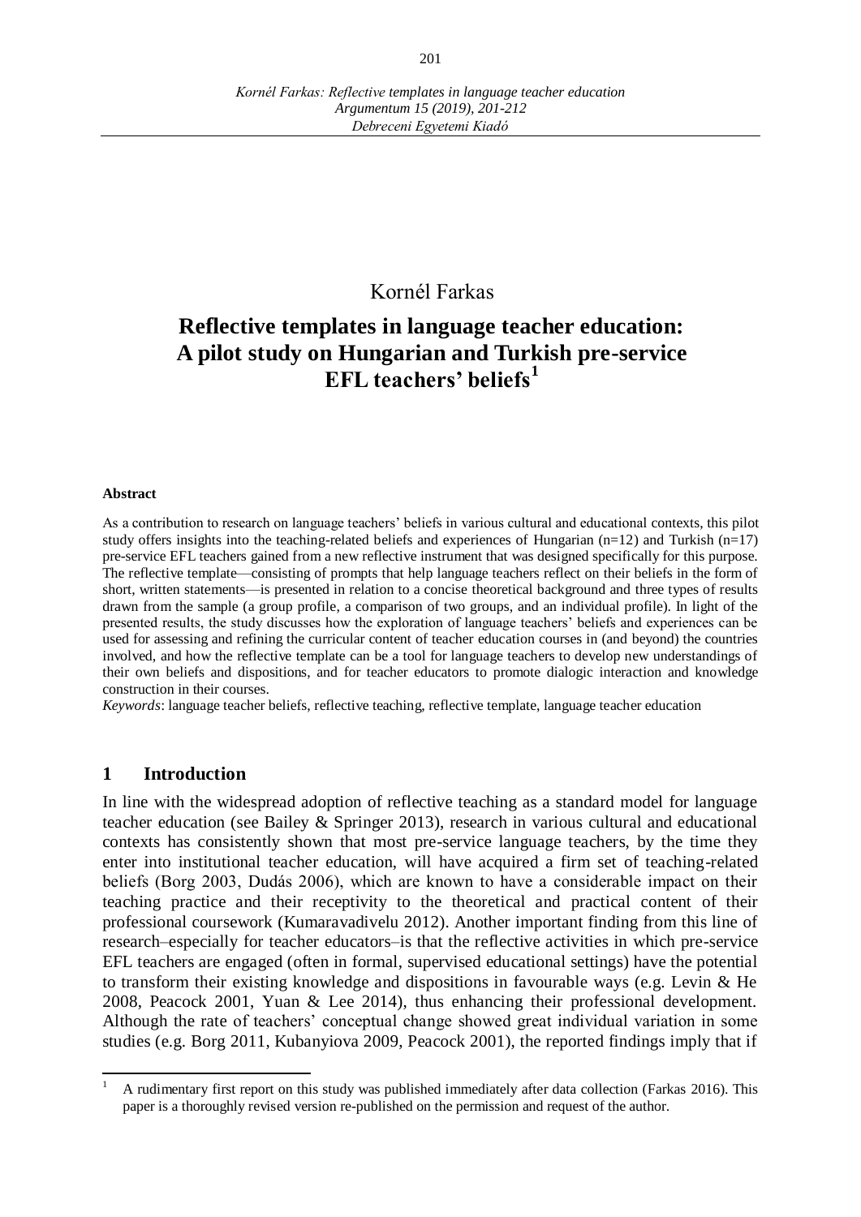Kornél Farkas

# Reflective templates in language teacher education: A pilot study on Hungarian and Turkish pre-service EFL teachers' beliefs[1]

**Abstract**

As a contribution to research on language teachers' beliefs in various cultural and educational contexts, this pilot study offers insights into the teaching-related beliefs and experiences of Hungarian (n=12) and Turkish (n=17) pre-service EFL teachers gained from a new reflective instrument that was designed specifically for this purpose. The reflective template—consisting of prompts that help language teachers reflect on their beliefs in the form of short, written statements—is presented in relation to a concise theoretical background and three types of results drawn from the sample (a group profile, a comparison of two groups, and an individual profile). In light of the presented results, the study discusses how the exploration of language teachers' beliefs and experiences can be used for assessing and refining the curricular content of teacher education courses in (and beyond) the countries involved, and how the reflective template can be a tool for language teachers to develop new understandings of their own beliefs and dispositions, and for teacher educators to promote dialogic interaction and knowledge construction in their courses.

*Keywords*: language teacher beliefs, reflective teaching, reflective template, language teacher education

## 1 Introduction

In line with the widespread adoption of reflective teaching as a standard model for language teacher education (see Bailey & Springer 2013), research in various cultural and educational contexts has consistently shown that most pre-service language teachers, by the time they enter into institutional teacher education, will have acquired a firm set of teaching-related beliefs (Borg 2003, Dudás 2006), which are known to have a considerable impact on their teaching practice and their receptivity to the theoretical and practical content of their professional coursework (Kumaravadivelu 2012). Another important finding from this line of research–especially for teacher educators–is that the reflective activities in which pre-service EFL teachers are engaged (often in formal, supervised educational settings) have the potential to transform their existing knowledge and dispositions in favourable ways (e.g. Levin & He 2008, Peacock 2001, Yuan & Lee 2014), thus enhancing their professional development. Although the rate of teachers' conceptual change showed great individual variation in some studies (e.g. Borg 2011, Kubanyiova 2009, Peacock 2001), the reported findings imply that if

[1] A rudimentary first report on this study was published immediately after data collection (Farkas 2016). This paper is a thoroughly revised version re-published on the permission and request of the author.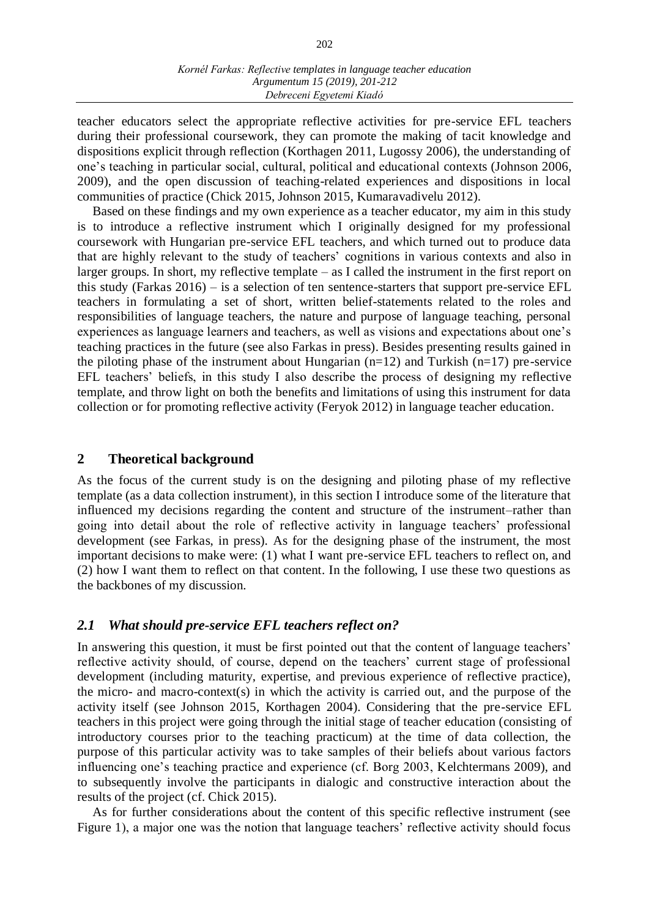teacher educators select the appropriate reflective activities for pre-service EFL teachers during their professional coursework, they can promote the making of tacit knowledge and dispositions explicit through reflection (Korthagen 2011, Lugossy 2006), the understanding of one's teaching in particular social, cultural, political and educational contexts (Johnson 2006, 2009), and the open discussion of teaching-related experiences and dispositions in local communities of practice (Chick 2015, Johnson 2015, Kumaravadivelu 2012).

Based on these findings and my own experience as a teacher educator, my aim in this study is to introduce a reflective instrument which I originally designed for my professional coursework with Hungarian pre-service EFL teachers, and which turned out to produce data that are highly relevant to the study of teachers' cognitions in various contexts and also in larger groups. In short, my reflective template – as I called the instrument in the first report on this study (Farkas 2016) – is a selection of ten sentence-starters that support pre-service EFL teachers in formulating a set of short, written belief-statements related to the roles and responsibilities of language teachers, the nature and purpose of language teaching, personal experiences as language learners and teachers, as well as visions and expectations about one's teaching practices in the future (see also Farkas in press). Besides presenting results gained in the piloting phase of the instrument about Hungarian (n=12) and Turkish (n=17) pre-service EFL teachers' beliefs, in this study I also describe the process of designing my reflective template, and throw light on both the benefits and limitations of using this instrument for data collection or for promoting reflective activity (Feryok 2012) in language teacher education.

## 2 Theoretical background

As the focus of the current study is on the designing and piloting phase of my reflective template (as a data collection instrument), in this section I introduce some of the literature that influenced my decisions regarding the content and structure of the instrument–rather than going into detail about the role of reflective activity in language teachers' professional development (see Farkas, in press). As for the designing phase of the instrument, the most important decisions to make were: (1) what I want pre-service EFL teachers to reflect on, and (2) how I want them to reflect on that content. In the following, I use these two questions as the backbones of my discussion.

### *2.1 What should pre-service EFL teachers reflect on?*

In answering this question, it must be first pointed out that the content of language teachers' reflective activity should, of course, depend on the teachers' current stage of professional development (including maturity, expertise, and previous experience of reflective practice), the micro- and macro-context(s) in which the activity is carried out, and the purpose of the activity itself (see Johnson 2015, Korthagen 2004). Considering that the pre-service EFL teachers in this project were going through the initial stage of teacher education (consisting of introductory courses prior to the teaching practicum) at the time of data collection, the purpose of this particular activity was to take samples of their beliefs about various factors influencing one's teaching practice and experience (cf. Borg 2003, Kelchtermans 2009), and to subsequently involve the participants in dialogic and constructive interaction about the results of the project (cf. Chick 2015).

As for further considerations about the content of this specific reflective instrument (see Figure 1), a major one was the notion that language teachers' reflective activity should focus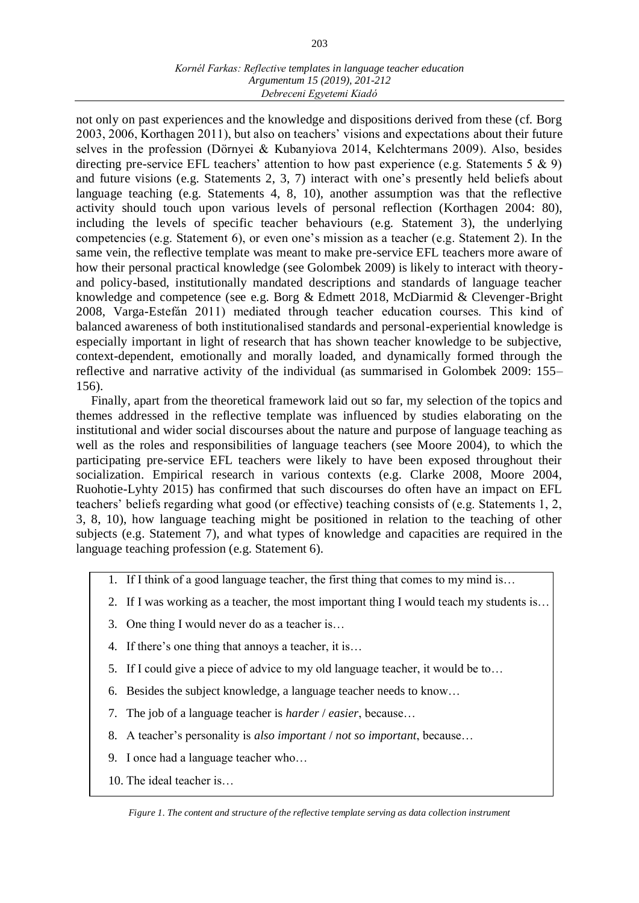not only on past experiences and the knowledge and dispositions derived from these (cf. Borg 2003, 2006, Korthagen 2011), but also on teachers' visions and expectations about their future selves in the profession (Dörnyei & Kubanyiova 2014, Kelchtermans 2009). Also, besides directing pre-service EFL teachers' attention to how past experience (e.g. Statements 5 & 9) and future visions (e.g. Statements 2, 3, 7) interact with one's presently held beliefs about language teaching (e.g. Statements 4, 8, 10), another assumption was that the reflective activity should touch upon various levels of personal reflection (Korthagen 2004: 80), including the levels of specific teacher behaviours (e.g. Statement 3), the underlying competencies (e.g. Statement 6), or even one's mission as a teacher (e.g. Statement 2). In the same vein, the reflective template was meant to make pre-service EFL teachers more aware of how their personal practical knowledge (see Golombek 2009) is likely to interact with theory- and policy-based, institutionally mandated descriptions and standards of language teacher knowledge and competence (see e.g. Borg & Edmett 2018, McDiarmid & Clevenger-Bright 2008, Varga-Estefán 2011) mediated through teacher education courses. This kind of balanced awareness of both institutionalised standards and personal-experiential knowledge is especially important in light of research that has shown teacher knowledge to be subjective, context-dependent, emotionally and morally loaded, and dynamically formed through the reflective and narrative activity of the individual (as summarised in Golombek 2009: 155–156).

Finally, apart from the theoretical framework laid out so far, my selection of the topics and themes addressed in the reflective template was influenced by studies elaborating on the institutional and wider social discourses about the nature and purpose of language teaching as well as the roles and responsibilities of language teachers (see Moore 2004), to which the participating pre-service EFL teachers were likely to have been exposed throughout their socialization. Empirical research in various contexts (e.g. Clarke 2008, Moore 2004, Ruohotie-Lyhty 2015) has confirmed that such discourses do often have an impact on EFL teachers' beliefs regarding what good (or effective) teaching consists of (e.g. Statements 1, 2, 3, 8, 10), how language teaching might be positioned in relation to the teaching of other subjects (e.g. Statement 7), and what types of knowledge and capacities are required in the language teaching profession (e.g. Statement 6).

1. If I think of a good language teacher, the first thing that comes to my mind is…
2. If I was working as a teacher, the most important thing I would teach my students is…
3. One thing I would never do as a teacher is…
4. If there's one thing that annoys a teacher, it is…
5. If I could give a piece of advice to my old language teacher, it would be to…
6. Besides the subject knowledge, a language teacher needs to know…
7. The job of a language teacher is *harder* / *easier*, because…
8. A teacher's personality is *also important* / *not so important*, because…
9. I once had a language teacher who…
10. The ideal teacher is…

*Figure 1. The content and structure of the reflective template serving as data collection instrument*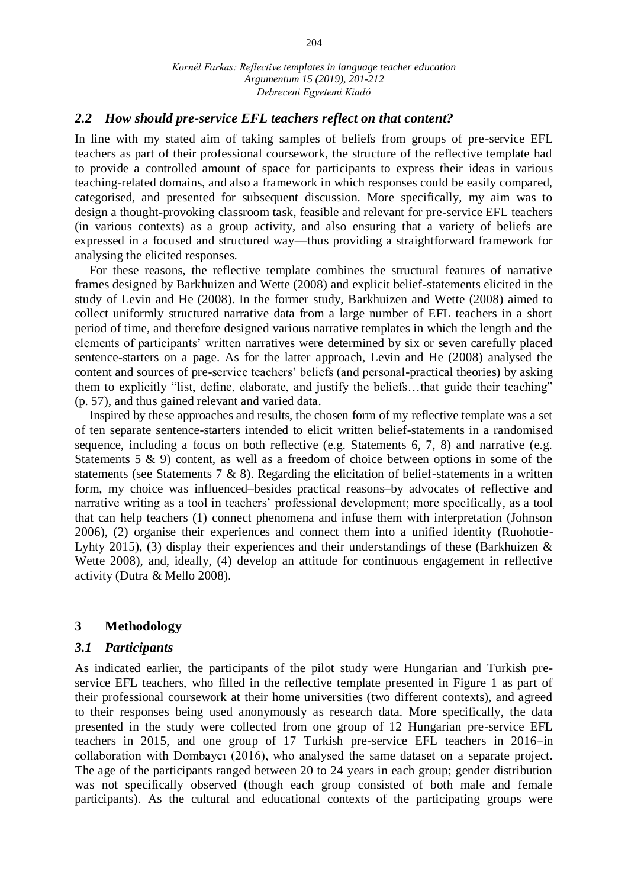### *2.2 How should pre-service EFL teachers reflect on that content?*

In line with my stated aim of taking samples of beliefs from groups of pre-service EFL teachers as part of their professional coursework, the structure of the reflective template had to provide a controlled amount of space for participants to express their ideas in various teaching-related domains, and also a framework in which responses could be easily compared, categorised, and presented for subsequent discussion. More specifically, my aim was to design a thought-provoking classroom task, feasible and relevant for pre-service EFL teachers (in various contexts) as a group activity, and also ensuring that a variety of beliefs are expressed in a focused and structured way—thus providing a straightforward framework for analysing the elicited responses.

For these reasons, the reflective template combines the structural features of narrative frames designed by Barkhuizen and Wette (2008) and explicit belief-statements elicited in the study of Levin and He (2008). In the former study, Barkhuizen and Wette (2008) aimed to collect uniformly structured narrative data from a large number of EFL teachers in a short period of time, and therefore designed various narrative templates in which the length and the elements of participants' written narratives were determined by six or seven carefully placed sentence-starters on a page. As for the latter approach, Levin and He (2008) analysed the content and sources of pre-service teachers' beliefs (and personal-practical theories) by asking them to explicitly "list, define, elaborate, and justify the beliefs…that guide their teaching" (p. 57), and thus gained relevant and varied data.

Inspired by these approaches and results, the chosen form of my reflective template was a set of ten separate sentence-starters intended to elicit written belief-statements in a randomised sequence, including a focus on both reflective (e.g. Statements 6, 7, 8) and narrative (e.g. Statements 5 & 9) content, as well as a freedom of choice between options in some of the statements (see Statements 7 & 8). Regarding the elicitation of belief-statements in a written form, my choice was influenced–besides practical reasons–by advocates of reflective and narrative writing as a tool in teachers' professional development; more specifically, as a tool that can help teachers (1) connect phenomena and infuse them with interpretation (Johnson 2006), (2) organise their experiences and connect them into a unified identity (Ruohotie-Lyhty 2015), (3) display their experiences and their understandings of these (Barkhuizen & Wette 2008), and, ideally, (4) develop an attitude for continuous engagement in reflective activity (Dutra & Mello 2008).

## 3 Methodology

### *3.1 Participants*

As indicated earlier, the participants of the pilot study were Hungarian and Turkish pre-service EFL teachers, who filled in the reflective template presented in Figure 1 as part of their professional coursework at their home universities (two different contexts), and agreed to their responses being used anonymously as research data. More specifically, the data presented in the study were collected from one group of 12 Hungarian pre-service EFL teachers in 2015, and one group of 17 Turkish pre-service EFL teachers in 2016–in collaboration with Dombaycı (2016), who analysed the same dataset on a separate project. The age of the participants ranged between 20 to 24 years in each group; gender distribution was not specifically observed (though each group consisted of both male and female participants). As the cultural and educational contexts of the participating groups were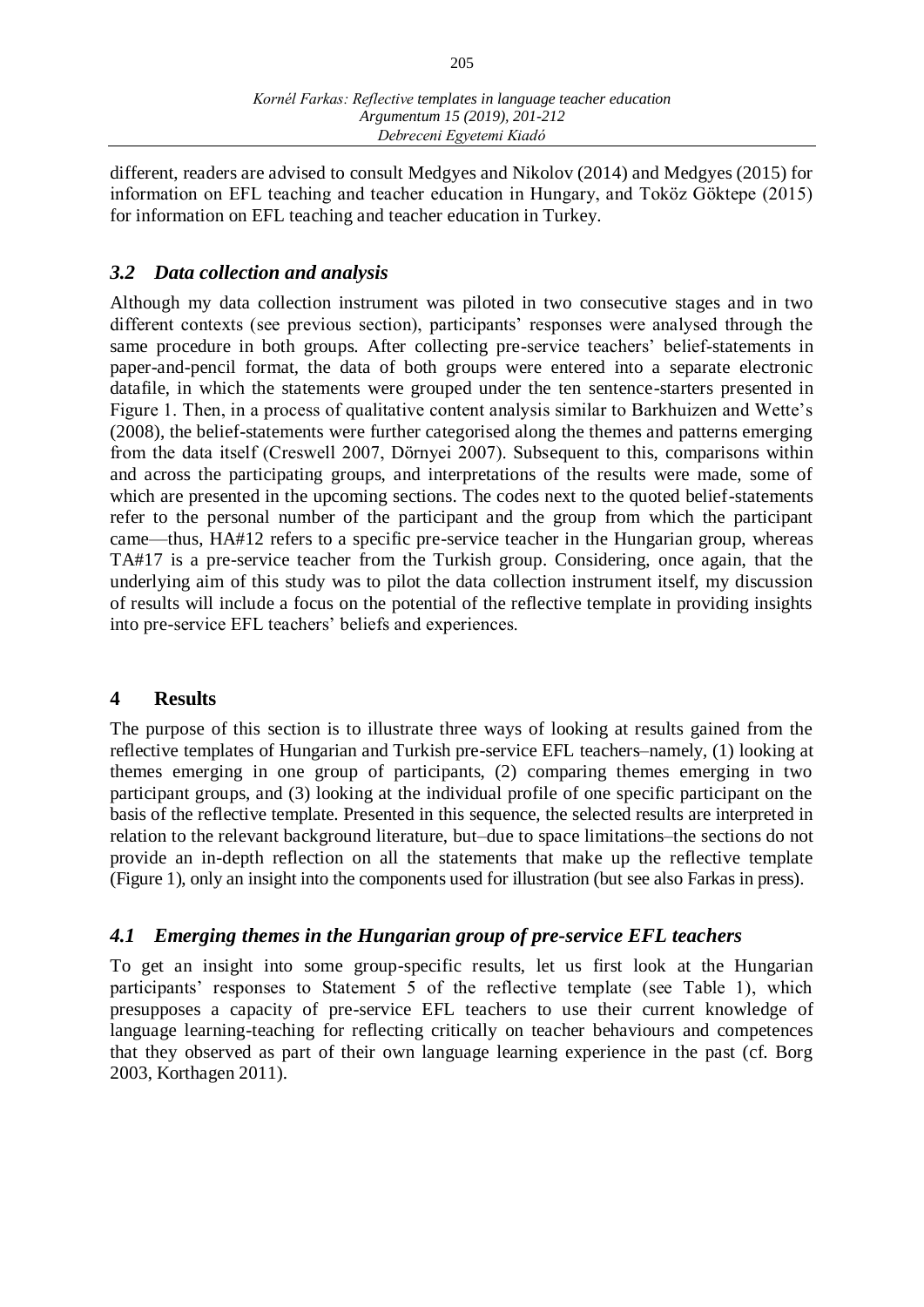different, readers are advised to consult Medgyes and Nikolov (2014) and Medgyes (2015) for information on EFL teaching and teacher education in Hungary, and Toköz Göktepe (2015) for information on EFL teaching and teacher education in Turkey.

## *3.2 Data collection and analysis*

Although my data collection instrument was piloted in two consecutive stages and in two different contexts (see previous section), participants' responses were analysed through the same procedure in both groups. After collecting pre-service teachers' belief-statements in paper-and-pencil format, the data of both groups were entered into a separate electronic datafile, in which the statements were grouped under the ten sentence-starters presented in Figure 1. Then, in a process of qualitative content analysis similar to Barkhuizen and Wette's (2008), the belief-statements were further categorised along the themes and patterns emerging from the data itself (Creswell 2007, Dörnyei 2007). Subsequent to this, comparisons within and across the participating groups, and interpretations of the results were made, some of which are presented in the upcoming sections. The codes next to the quoted belief-statements refer to the personal number of the participant and the group from which the participant came—thus, HA#12 refers to a specific pre-service teacher in the Hungarian group, whereas TA#17 is a pre-service teacher from the Turkish group. Considering, once again, that the underlying aim of this study was to pilot the data collection instrument itself, my discussion of results will include a focus on the potential of the reflective template in providing insights into pre-service EFL teachers' beliefs and experiences.

# 4 Results

The purpose of this section is to illustrate three ways of looking at results gained from the reflective templates of Hungarian and Turkish pre-service EFL teachers–namely, (1) looking at themes emerging in one group of participants, (2) comparing themes emerging in two participant groups, and (3) looking at the individual profile of one specific participant on the basis of the reflective template. Presented in this sequence, the selected results are interpreted in relation to the relevant background literature, but–due to space limitations–the sections do not provide an in-depth reflection on all the statements that make up the reflective template (Figure 1), only an insight into the components used for illustration (but see also Farkas in press).

## *4.1 Emerging themes in the Hungarian group of pre-service EFL teachers*

To get an insight into some group-specific results, let us first look at the Hungarian participants' responses to Statement 5 of the reflective template (see Table 1), which presupposes a capacity of pre-service EFL teachers to use their current knowledge of language learning-teaching for reflecting critically on teacher behaviours and competences that they observed as part of their own language learning experience in the past (cf. Borg 2003, Korthagen 2011).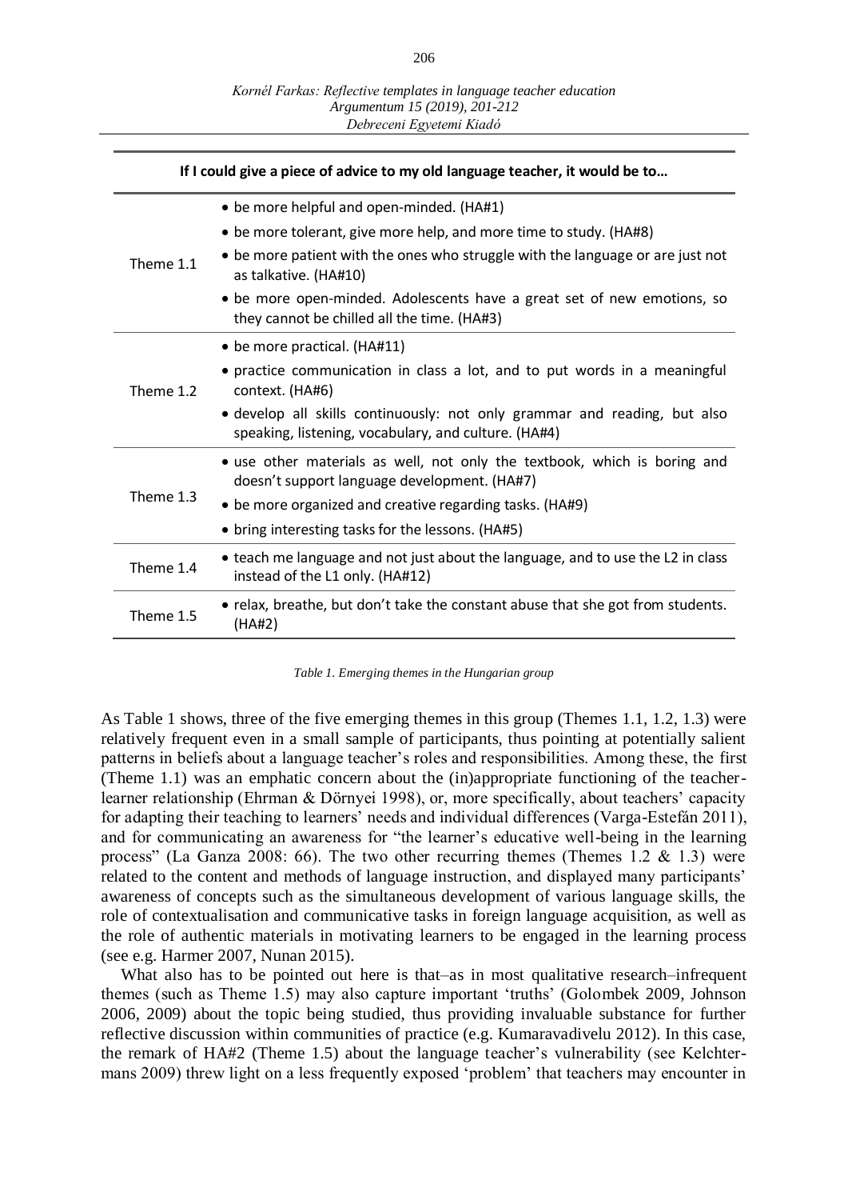| If I could give a piece of advice to my old language teacher, it would be to… | |
|---|---|
| Theme 1.1 | • be more helpful and open-minded. (HA#1)<br>• be more tolerant, give more help, and more time to study. (HA#8)<br>• be more patient with the ones who struggle with the language or are just not as talkative. (HA#10)<br>• be more open-minded. Adolescents have a great set of new emotions, so they cannot be chilled all the time. (HA#3) |
| Theme 1.2 | • be more practical. (HA#11)<br>• practice communication in class a lot, and to put words in a meaningful context. (HA#6)<br>• develop all skills continuously: not only grammar and reading, but also speaking, listening, vocabulary, and culture. (HA#4) |
| Theme 1.3 | • use other materials as well, not only the textbook, which is boring and doesn't support language development. (HA#7)<br>• be more organized and creative regarding tasks. (HA#9)<br>• bring interesting tasks for the lessons. (HA#5) |
| Theme 1.4 | • teach me language and not just about the language, and to use the L2 in class instead of the L1 only. (HA#12) |
| Theme 1.5 | • relax, breathe, but don't take the constant abuse that she got from students. (HA#2) |

*Table 1. Emerging themes in the Hungarian group*

As Table 1 shows, three of the five emerging themes in this group (Themes 1.1, 1.2, 1.3) were relatively frequent even in a small sample of participants, thus pointing at potentially salient patterns in beliefs about a language teacher's roles and responsibilities. Among these, the first (Theme 1.1) was an emphatic concern about the (in)appropriate functioning of the teacher-learner relationship (Ehrman & Dörnyei 1998), or, more specifically, about teachers' capacity for adapting their teaching to learners' needs and individual differences (Varga-Estefán 2011), and for communicating an awareness for "the learner's educative well-being in the learning process" (La Ganza 2008: 66). The two other recurring themes (Themes 1.2 & 1.3) were related to the content and methods of language instruction, and displayed many participants' awareness of concepts such as the simultaneous development of various language skills, the role of contextualisation and communicative tasks in foreign language acquisition, as well as the role of authentic materials in motivating learners to be engaged in the learning process (see e.g. Harmer 2007, Nunan 2015).

What also has to be pointed out here is that–as in most qualitative research–infrequent themes (such as Theme 1.5) may also capture important 'truths' (Golombek 2009, Johnson 2006, 2009) about the topic being studied, thus providing invaluable substance for further reflective discussion within communities of practice (e.g. Kumaravadivelu 2012). In this case, the remark of HA#2 (Theme 1.5) about the language teacher's vulnerability (see Kelchtermans 2009) threw light on a less frequently exposed 'problem' that teachers may encounter in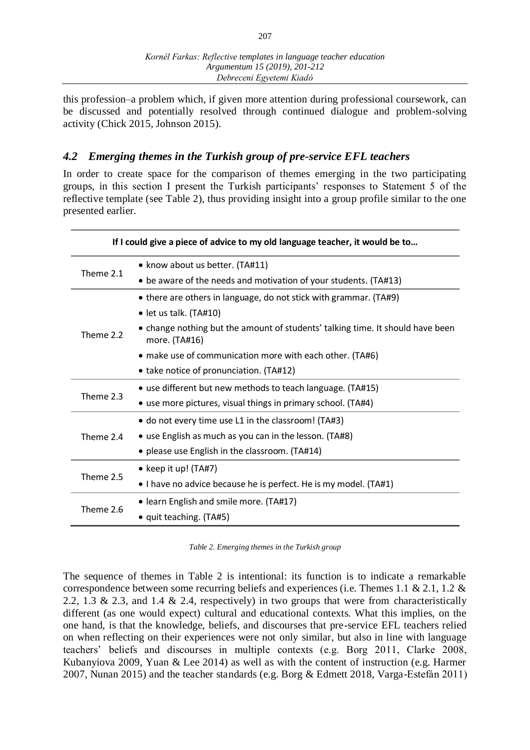this profession–a problem which, if given more attention during professional coursework, can be discussed and potentially resolved through continued dialogue and problem-solving activity (Chick 2015, Johnson 2015).

### *4.2 Emerging themes in the Turkish group of pre-service EFL teachers*

In order to create space for the comparison of themes emerging in the two participating groups, in this section I present the Turkish participants' responses to Statement 5 of the reflective template (see Table 2), thus providing insight into a group profile similar to the one presented earlier.

| If I could give a piece of advice to my old language teacher, it would be to… | |
|---|---|
| Theme 2.1 | • know about us better. (TA#11)<br>• be aware of the needs and motivation of your students. (TA#13) |
| Theme 2.2 | • there are others in language, do not stick with grammar. (TA#9)<br>• let us talk. (TA#10)<br>• change nothing but the amount of students' talking time. It should have been more. (TA#16)<br>• make use of communication more with each other. (TA#6)<br>• take notice of pronunciation. (TA#12) |
| Theme 2.3 | • use different but new methods to teach language. (TA#15)<br>• use more pictures, visual things in primary school. (TA#4) |
| Theme 2.4 | • do not every time use L1 in the classroom! (TA#3)<br>• use English as much as you can in the lesson. (TA#8)<br>• please use English in the classroom. (TA#14) |
| Theme 2.5 | • keep it up! (TA#7)<br>• I have no advice because he is perfect. He is my model. (TA#1) |
| Theme 2.6 | • learn English and smile more. (TA#17)<br>• quit teaching. (TA#5) |

*Table 2. Emerging themes in the Turkish group*

The sequence of themes in Table 2 is intentional: its function is to indicate a remarkable correspondence between some recurring beliefs and experiences (i.e. Themes 1.1 & 2.1, 1.2 & 2.2, 1.3 & 2.3, and 1.4 & 2.4, respectively) in two groups that were from characteristically different (as one would expect) cultural and educational contexts. What this implies, on the one hand, is that the knowledge, beliefs, and discourses that pre-service EFL teachers relied on when reflecting on their experiences were not only similar, but also in line with language teachers' beliefs and discourses in multiple contexts (e.g. Borg 2011, Clarke 2008, Kubanyiova 2009, Yuan & Lee 2014) as well as with the content of instruction (e.g. Harmer 2007, Nunan 2015) and the teacher standards (e.g. Borg & Edmett 2018, Varga-Estefán 2011)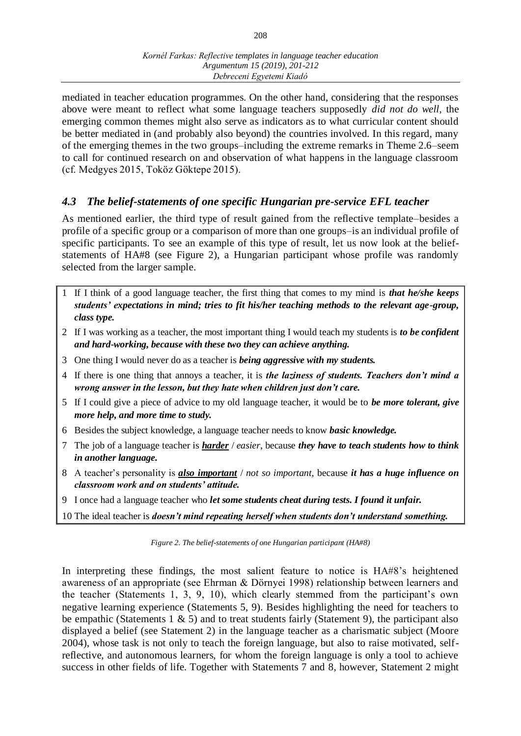mediated in teacher education programmes. On the other hand, considering that the responses above were meant to reflect what some language teachers supposedly *did not do well*, the emerging common themes might also serve as indicators as to what curricular content should be better mediated in (and probably also beyond) the countries involved. In this regard, many of the emerging themes in the two groups–including the extreme remarks in Theme 2.6–seem to call for continued research on and observation of what happens in the language classroom (cf. Medgyes 2015, Toköz Göktepe 2015).

### *4.3 The belief-statements of one specific Hungarian pre-service EFL teacher*

As mentioned earlier, the third type of result gained from the reflective template–besides a profile of a specific group or a comparison of more than one groups–is an individual profile of specific participants. To see an example of this type of result, let us now look at the belief-statements of HA#8 (see Figure 2), a Hungarian participant whose profile was randomly selected from the larger sample.

1 If I think of a good language teacher, the first thing that comes to my mind is ***that he/she keeps students' expectations in mind; tries to fit his/her teaching methods to the relevant age-group, class type.***

2 If I was working as a teacher, the most important thing I would teach my students is ***to be confident and hard-working, because with these two they can achieve anything.***

3 One thing I would never do as a teacher is ***being aggressive with my students.***

4 If there is one thing that annoys a teacher, it is ***the laziness of students. Teachers don't mind a wrong answer in the lesson, but they hate when children just don't care.***

5 If I could give a piece of advice to my old language teacher, it would be to ***be more tolerant, give more help, and more time to study.***

6 Besides the subject knowledge, a language teacher needs to know ***basic knowledge.***

7 The job of a language teacher is ***<u>harder</u>*** / *easier*, because ***they have to teach students how to think in another language.***

8 A teacher's personality is ***<u>also important</u>*** / *not so important*, because ***it has a huge influence on classroom work and on students' attitude.***

9 I once had a language teacher who ***let some students cheat during tests. I found it unfair.***

10 The ideal teacher is ***doesn't mind repeating herself when students don't understand something.***

*Figure 2. The belief-statements of one Hungarian participant (HA#8)*

In interpreting these findings, the most salient feature to notice is HA#8's heightened awareness of an appropriate (see Ehrman & Dörnyei 1998) relationship between learners and the teacher (Statements 1, 3, 9, 10), which clearly stemmed from the participant's own negative learning experience (Statements 5, 9). Besides highlighting the need for teachers to be empathic (Statements 1 & 5) and to treat students fairly (Statement 9), the participant also displayed a belief (see Statement 2) in the language teacher as a charismatic subject (Moore 2004), whose task is not only to teach the foreign language, but also to raise motivated, self-reflective, and autonomous learners, for whom the foreign language is only a tool to achieve success in other fields of life. Together with Statements 7 and 8, however, Statement 2 might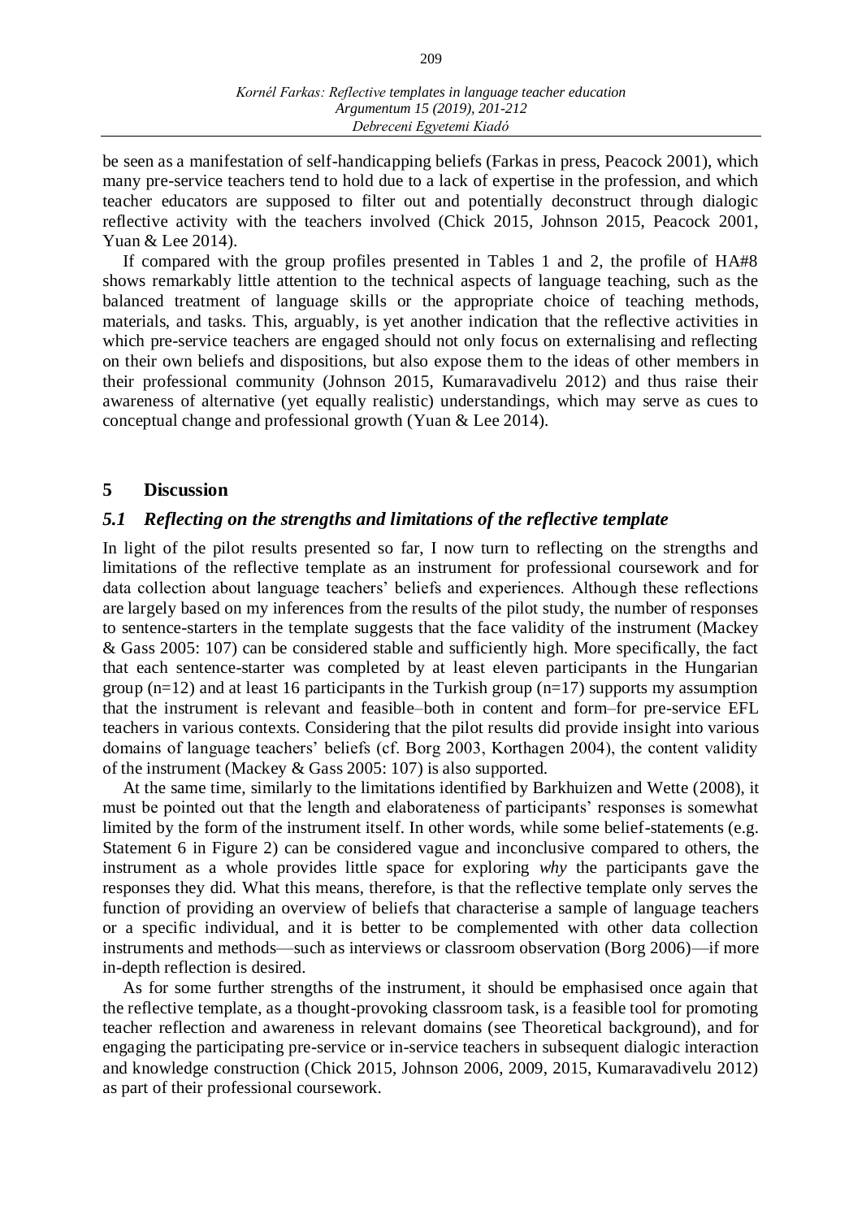be seen as a manifestation of self-handicapping beliefs (Farkas in press, Peacock 2001), which many pre-service teachers tend to hold due to a lack of expertise in the profession, and which teacher educators are supposed to filter out and potentially deconstruct through dialogic reflective activity with the teachers involved (Chick 2015, Johnson 2015, Peacock 2001, Yuan & Lee 2014).

If compared with the group profiles presented in Tables 1 and 2, the profile of HA#8 shows remarkably little attention to the technical aspects of language teaching, such as the balanced treatment of language skills or the appropriate choice of teaching methods, materials, and tasks. This, arguably, is yet another indication that the reflective activities in which pre-service teachers are engaged should not only focus on externalising and reflecting on their own beliefs and dispositions, but also expose them to the ideas of other members in their professional community (Johnson 2015, Kumaravadivelu 2012) and thus raise their awareness of alternative (yet equally realistic) understandings, which may serve as cues to conceptual change and professional growth (Yuan & Lee 2014).

## 5 Discussion

### *5.1 Reflecting on the strengths and limitations of the reflective template*

In light of the pilot results presented so far, I now turn to reflecting on the strengths and limitations of the reflective template as an instrument for professional coursework and for data collection about language teachers' beliefs and experiences. Although these reflections are largely based on my inferences from the results of the pilot study, the number of responses to sentence-starters in the template suggests that the face validity of the instrument (Mackey & Gass 2005: 107) can be considered stable and sufficiently high. More specifically, the fact that each sentence-starter was completed by at least eleven participants in the Hungarian group (n=12) and at least 16 participants in the Turkish group (n=17) supports my assumption that the instrument is relevant and feasible–both in content and form–for pre-service EFL teachers in various contexts. Considering that the pilot results did provide insight into various domains of language teachers' beliefs (cf. Borg 2003, Korthagen 2004), the content validity of the instrument (Mackey & Gass 2005: 107) is also supported.

At the same time, similarly to the limitations identified by Barkhuizen and Wette (2008), it must be pointed out that the length and elaborateness of participants' responses is somewhat limited by the form of the instrument itself. In other words, while some belief-statements (e.g. Statement 6 in Figure 2) can be considered vague and inconclusive compared to others, the instrument as a whole provides little space for exploring *why* the participants gave the responses they did. What this means, therefore, is that the reflective template only serves the function of providing an overview of beliefs that characterise a sample of language teachers or a specific individual, and it is better to be complemented with other data collection instruments and methods—such as interviews or classroom observation (Borg 2006)—if more in-depth reflection is desired.

As for some further strengths of the instrument, it should be emphasised once again that the reflective template, as a thought-provoking classroom task, is a feasible tool for promoting teacher reflection and awareness in relevant domains (see Theoretical background), and for engaging the participating pre-service or in-service teachers in subsequent dialogic interaction and knowledge construction (Chick 2015, Johnson 2006, 2009, 2015, Kumaravadivelu 2012) as part of their professional coursework.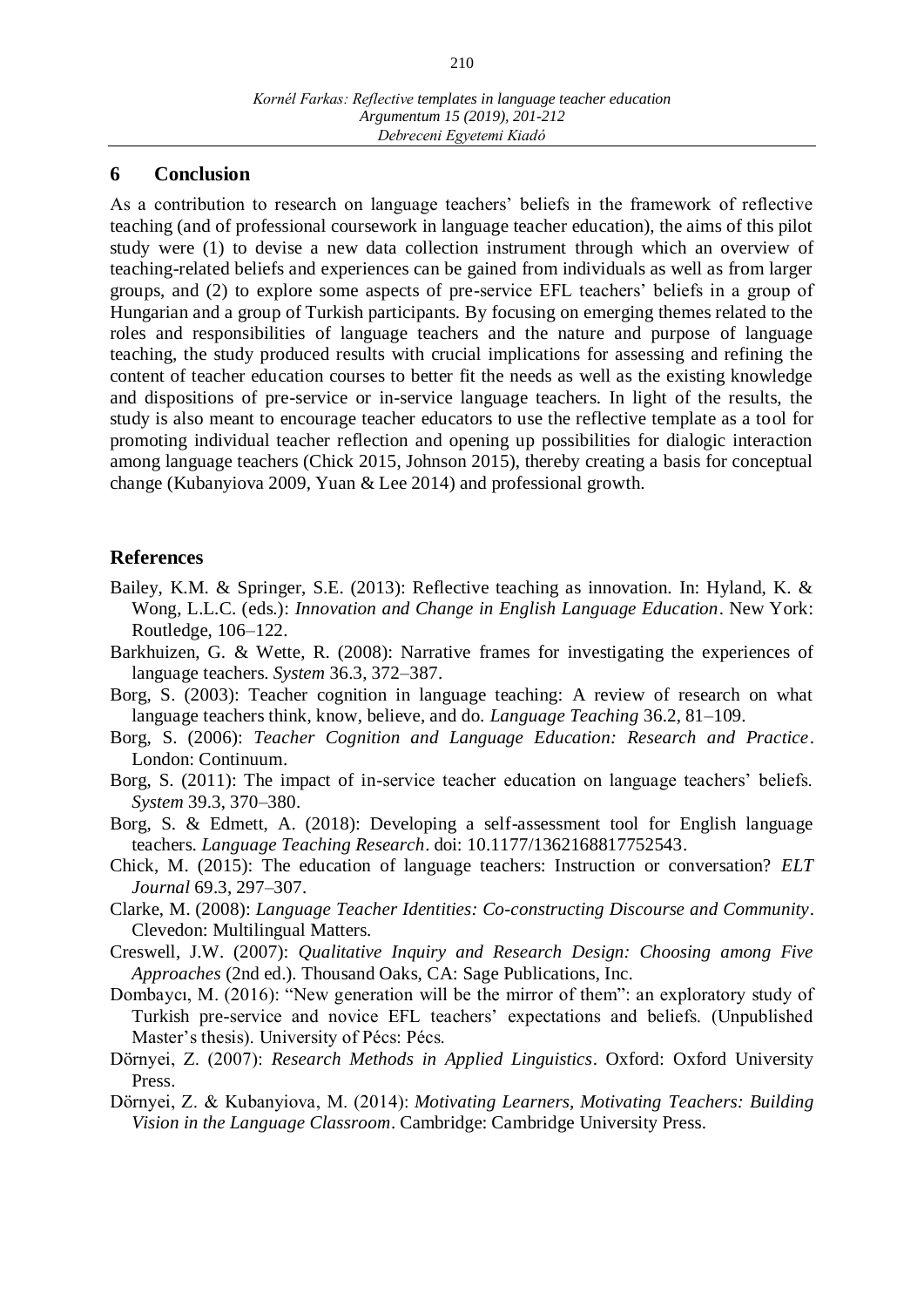## 6 Conclusion

As a contribution to research on language teachers' beliefs in the framework of reflective teaching (and of professional coursework in language teacher education), the aims of this pilot study were (1) to devise a new data collection instrument through which an overview of teaching-related beliefs and experiences can be gained from individuals as well as from larger groups, and (2) to explore some aspects of pre-service EFL teachers' beliefs in a group of Hungarian and a group of Turkish participants. By focusing on emerging themes related to the roles and responsibilities of language teachers and the nature and purpose of language teaching, the study produced results with crucial implications for assessing and refining the content of teacher education courses to better fit the needs as well as the existing knowledge and dispositions of pre-service or in-service language teachers. In light of the results, the study is also meant to encourage teacher educators to use the reflective template as a tool for promoting individual teacher reflection and opening up possibilities for dialogic interaction among language teachers (Chick 2015, Johnson 2015), thereby creating a basis for conceptual change (Kubanyiova 2009, Yuan & Lee 2014) and professional growth.

## References

Bailey, K.M. & Springer, S.E. (2013): Reflective teaching as innovation. In: Hyland, K. & Wong, L.L.C. (eds.): *Innovation and Change in English Language Education*. New York: Routledge, 106–122.

Barkhuizen, G. & Wette, R. (2008): Narrative frames for investigating the experiences of language teachers. *System* 36.3, 372–387.

Borg, S. (2003): Teacher cognition in language teaching: A review of research on what language teachers think, know, believe, and do. *Language Teaching* 36.2, 81–109.

Borg, S. (2006): *Teacher Cognition and Language Education: Research and Practice*. London: Continuum.

Borg, S. (2011): The impact of in-service teacher education on language teachers' beliefs. *System* 39.3, 370–380.

Borg, S. & Edmett, A. (2018): Developing a self-assessment tool for English language teachers. *Language Teaching Research*. doi: 10.1177/1362168817752543.

Chick, M. (2015): The education of language teachers: Instruction or conversation? *ELT Journal* 69.3, 297–307.

Clarke, M. (2008): *Language Teacher Identities: Co-constructing Discourse and Community*. Clevedon: Multilingual Matters.

Creswell, J.W. (2007): *Qualitative Inquiry and Research Design: Choosing among Five Approaches* (2nd ed.). Thousand Oaks, CA: Sage Publications, Inc.

Dombaycı, M. (2016): "New generation will be the mirror of them": an exploratory study of Turkish pre-service and novice EFL teachers' expectations and beliefs. (Unpublished Master's thesis). University of Pécs: Pécs.

Dörnyei, Z. (2007): *Research Methods in Applied Linguistics*. Oxford: Oxford University Press.

Dörnyei, Z. & Kubanyiova, M. (2014): *Motivating Learners, Motivating Teachers: Building Vision in the Language Classroom*. Cambridge: Cambridge University Press.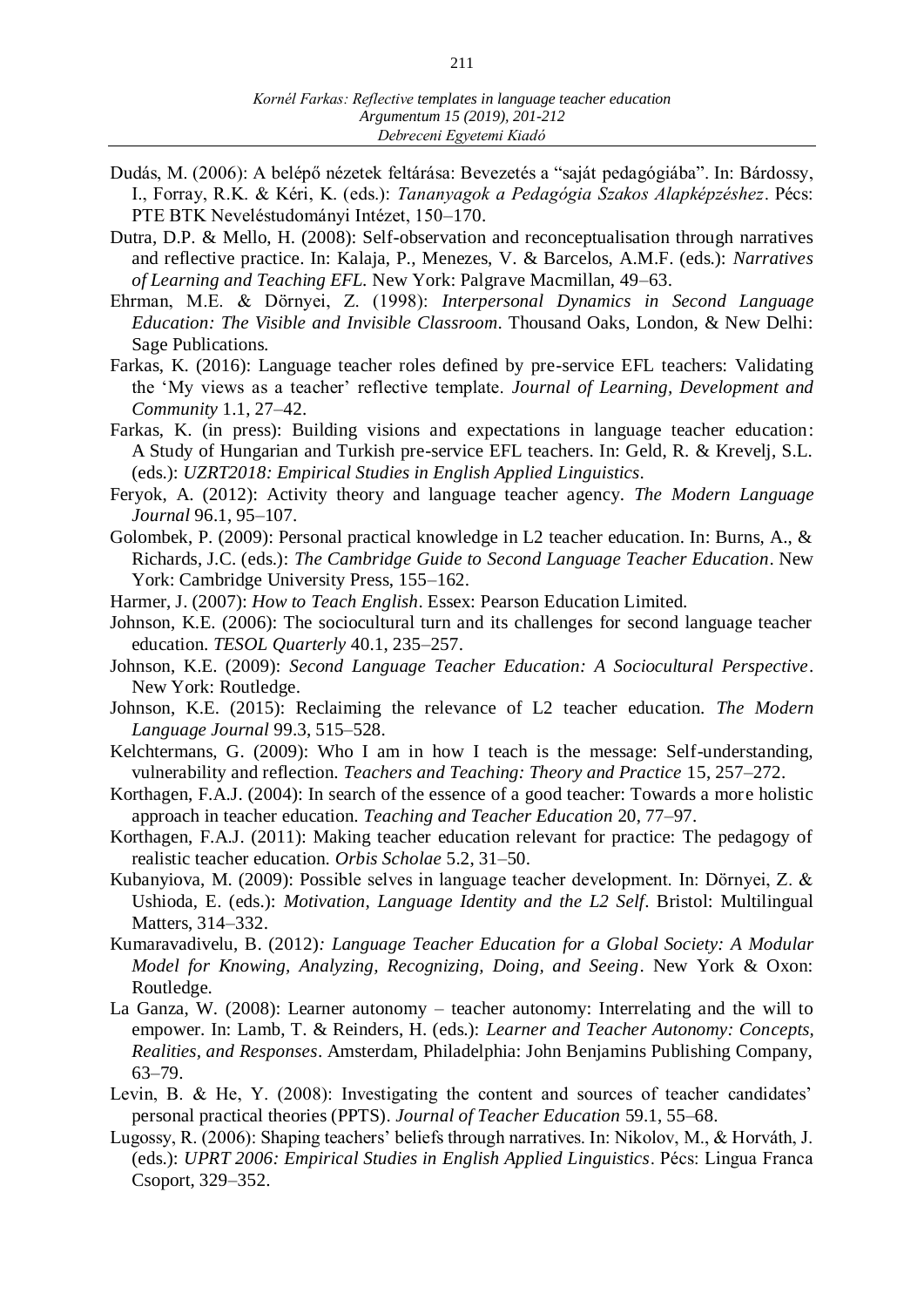Dudás, M. (2006): A belépő nézetek feltárása: Bevezetés a "saját pedagógiába". In: Bárdossy, I., Forray, R.K. & Kéri, K. (eds.): *Tananyagok a Pedagógia Szakos Alapképzéshez*. Pécs: PTE BTK Neveléstudományi Intézet, 150–170.

Dutra, D.P. & Mello, H. (2008): Self-observation and reconceptualisation through narratives and reflective practice. In: Kalaja, P., Menezes, V. & Barcelos, A.M.F. (eds.): *Narratives of Learning and Teaching EFL*. New York: Palgrave Macmillan, 49–63.

Ehrman, M.E. & Dörnyei, Z. (1998): *Interpersonal Dynamics in Second Language Education: The Visible and Invisible Classroom*. Thousand Oaks, London, & New Delhi: Sage Publications.

Farkas, K. (2016): Language teacher roles defined by pre-service EFL teachers: Validating the 'My views as a teacher' reflective template. *Journal of Learning, Development and Community* 1.1, 27–42.

Farkas, K. (in press): Building visions and expectations in language teacher education: A Study of Hungarian and Turkish pre-service EFL teachers. In: Geld, R. & Krevelj, S.L. (eds.): *UZRT2018: Empirical Studies in English Applied Linguistics*.

Feryok, A. (2012): Activity theory and language teacher agency. *The Modern Language Journal* 96.1, 95–107.

Golombek, P. (2009): Personal practical knowledge in L2 teacher education. In: Burns, A., & Richards, J.C. (eds.): *The Cambridge Guide to Second Language Teacher Education*. New York: Cambridge University Press, 155–162.

Harmer, J. (2007): *How to Teach English*. Essex: Pearson Education Limited.

Johnson, K.E. (2006): The sociocultural turn and its challenges for second language teacher education. *TESOL Quarterly* 40.1, 235–257.

Johnson, K.E. (2009): *Second Language Teacher Education: A Sociocultural Perspective*. New York: Routledge.

Johnson, K.E. (2015): Reclaiming the relevance of L2 teacher education. *The Modern Language Journal* 99.3, 515–528.

Kelchtermans, G. (2009): Who I am in how I teach is the message: Self-understanding, vulnerability and reflection. *Teachers and Teaching: Theory and Practice* 15, 257–272.

Korthagen, F.A.J. (2004): In search of the essence of a good teacher: Towards a more holistic approach in teacher education. *Teaching and Teacher Education* 20, 77–97.

Korthagen, F.A.J. (2011): Making teacher education relevant for practice: The pedagogy of realistic teacher education. *Orbis Scholae* 5.2, 31–50.

Kubanyiova, M. (2009): Possible selves in language teacher development. In: Dörnyei, Z. & Ushioda, E. (eds.): *Motivation, Language Identity and the L2 Self*. Bristol: Multilingual Matters, 314–332.

Kumaravadivelu, B. (2012): *Language Teacher Education for a Global Society: A Modular Model for Knowing, Analyzing, Recognizing, Doing, and Seeing*. New York & Oxon: Routledge.

La Ganza, W. (2008): Learner autonomy – teacher autonomy: Interrelating and the will to empower. In: Lamb, T. & Reinders, H. (eds.): *Learner and Teacher Autonomy: Concepts, Realities, and Responses*. Amsterdam, Philadelphia: John Benjamins Publishing Company, 63–79.

Levin, B. & He, Y. (2008): Investigating the content and sources of teacher candidates' personal practical theories (PPTS). *Journal of Teacher Education* 59.1, 55–68.

Lugossy, R. (2006): Shaping teachers' beliefs through narratives. In: Nikolov, M., & Horváth, J. (eds.): *UPRT 2006: Empirical Studies in English Applied Linguistics*. Pécs: Lingua Franca Csoport, 329–352.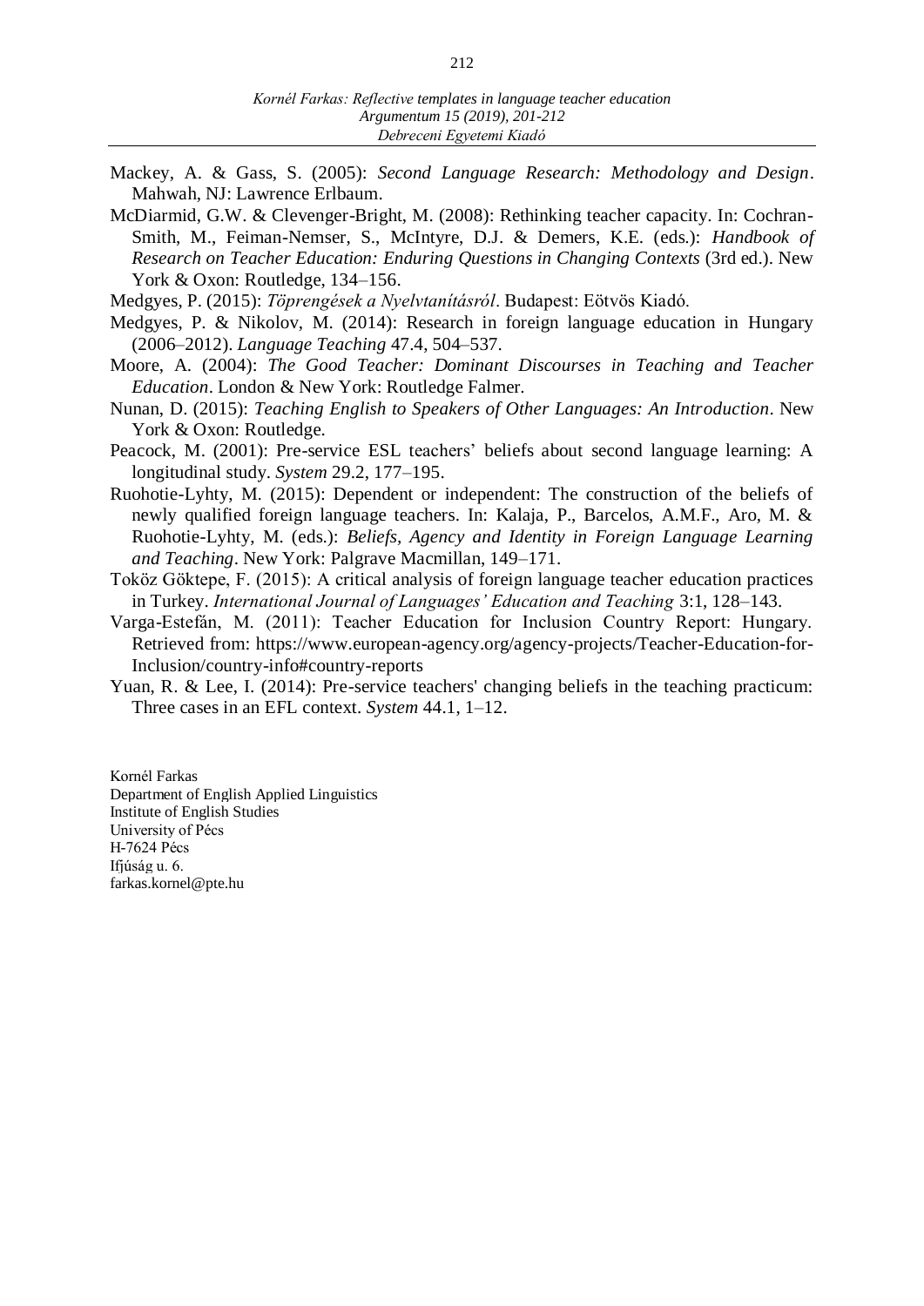Mackey, A. & Gass, S. (2005): *Second Language Research: Methodology and Design*. Mahwah, NJ: Lawrence Erlbaum.

McDiarmid, G.W. & Clevenger-Bright, M. (2008): Rethinking teacher capacity. In: Cochran-Smith, M., Feiman-Nemser, S., McIntyre, D.J. & Demers, K.E. (eds.): *Handbook of Research on Teacher Education: Enduring Questions in Changing Contexts* (3rd ed.). New York & Oxon: Routledge, 134–156.

Medgyes, P. (2015): *Töprengések a Nyelvtanításról*. Budapest: Eötvös Kiadó.

Medgyes, P. & Nikolov, M. (2014): Research in foreign language education in Hungary (2006–2012). *Language Teaching* 47.4, 504–537.

Moore, A. (2004): *The Good Teacher: Dominant Discourses in Teaching and Teacher Education*. London & New York: Routledge Falmer.

Nunan, D. (2015): *Teaching English to Speakers of Other Languages: An Introduction*. New York & Oxon: Routledge.

Peacock, M. (2001): Pre-service ESL teachers' beliefs about second language learning: A longitudinal study. *System* 29.2, 177–195.

Ruohotie-Lyhty, M. (2015): Dependent or independent: The construction of the beliefs of newly qualified foreign language teachers. In: Kalaja, P., Barcelos, A.M.F., Aro, M. & Ruohotie-Lyhty, M. (eds.): *Beliefs, Agency and Identity in Foreign Language Learning and Teaching*. New York: Palgrave Macmillan, 149–171.

Toköz Göktepe, F. (2015): A critical analysis of foreign language teacher education practices in Turkey. *International Journal of Languages' Education and Teaching* 3:1, 128–143.

Varga-Estefán, M. (2011): Teacher Education for Inclusion Country Report: Hungary. Retrieved from: https://www.european-agency.org/agency-projects/Teacher-Education-for-Inclusion/country-info#country-reports

Yuan, R. & Lee, I. (2014): Pre-service teachers' changing beliefs in the teaching practicum: Three cases in an EFL context. *System* 44.1, 1–12.

Kornél Farkas
Department of English Applied Linguistics
Institute of English Studies
University of Pécs
H-7624 Pécs
Ifjúság u. 6.
farkas.kornel@pte.hu